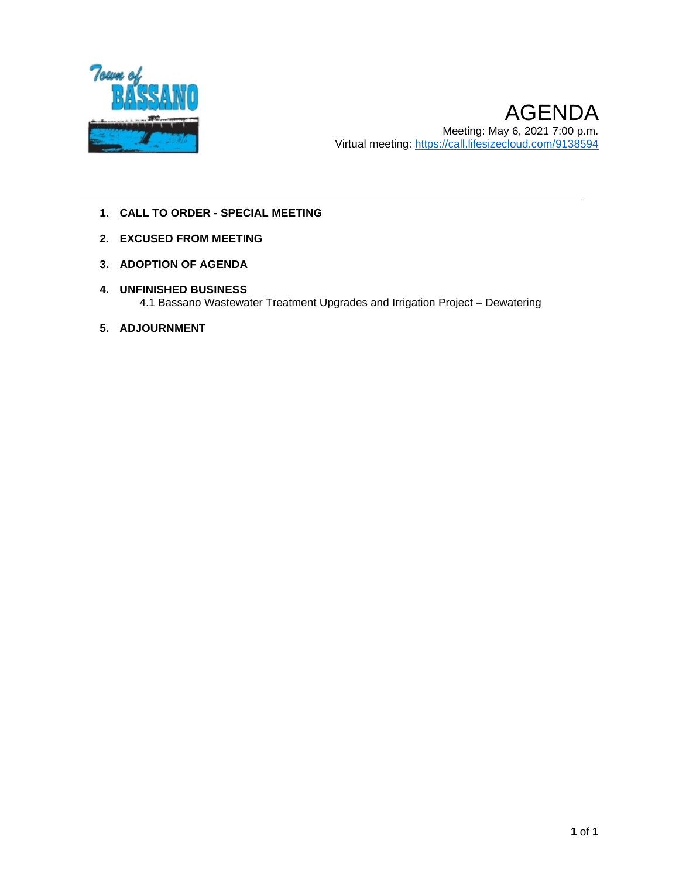Town of BASSANO

# AGENDA

Meeting: May 6, 2021 7:00 p.m.
Virtual meeting: https://call.lifesizecloud.com/9138594

---

1. **CALL TO ORDER - SPECIAL MEETING**
2. **EXCUSED FROM MEETING**
3. **ADOPTION OF AGENDA**
4. **UNFINISHED BUSINESS**
   4.1 Bassano Wastewater Treatment Upgrades and Irrigation Project – Dewatering
5. **ADJOURNMENT**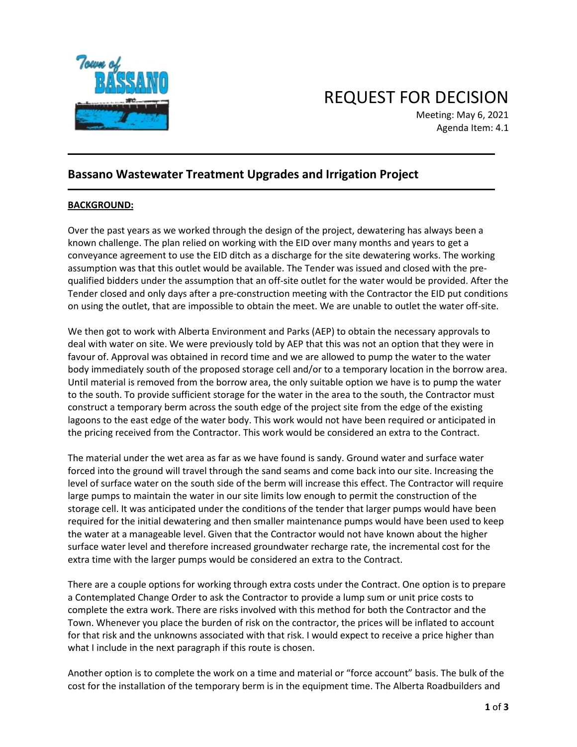# REQUEST FOR DECISION

Meeting: May 6, 2021
Agenda Item: 4.1

## Bassano Wastewater Treatment Upgrades and Irrigation Project

**BACKGROUND:**

Over the past years as we worked through the design of the project, dewatering has always been a known challenge. The plan relied on working with the EID over many months and years to get a conveyance agreement to use the EID ditch as a discharge for the site dewatering works. The working assumption was that this outlet would be available. The Tender was issued and closed with the pre-qualified bidders under the assumption that an off-site outlet for the water would be provided. After the Tender closed and only days after a pre-construction meeting with the Contractor the EID put conditions on using the outlet, that are impossible to obtain the meet. We are unable to outlet the water off-site.

We then got to work with Alberta Environment and Parks (AEP) to obtain the necessary approvals to deal with water on site. We were previously told by AEP that this was not an option that they were in favour of. Approval was obtained in record time and we are allowed to pump the water to the water body immediately south of the proposed storage cell and/or to a temporary location in the borrow area. Until material is removed from the borrow area, the only suitable option we have is to pump the water to the south. To provide sufficient storage for the water in the area to the south, the Contractor must construct a temporary berm across the south edge of the project site from the edge of the existing lagoons to the east edge of the water body. This work would not have been required or anticipated in the pricing received from the Contractor. This work would be considered an extra to the Contract.

The material under the wet area as far as we have found is sandy. Ground water and surface water forced into the ground will travel through the sand seams and come back into our site. Increasing the level of surface water on the south side of the berm will increase this effect. The Contractor will require large pumps to maintain the water in our site limits low enough to permit the construction of the storage cell. It was anticipated under the conditions of the tender that larger pumps would have been required for the initial dewatering and then smaller maintenance pumps would have been used to keep the water at a manageable level. Given that the Contractor would not have known about the higher surface water level and therefore increased groundwater recharge rate, the incremental cost for the extra time with the larger pumps would be considered an extra to the Contract.

There are a couple options for working through extra costs under the Contract. One option is to prepare a Contemplated Change Order to ask the Contractor to provide a lump sum or unit price costs to complete the extra work. There are risks involved with this method for both the Contractor and the Town. Whenever you place the burden of risk on the contractor, the prices will be inflated to account for that risk and the unknowns associated with that risk. I would expect to receive a price higher than what I include in the next paragraph if this route is chosen.

Another option is to complete the work on a time and material or "force account" basis. The bulk of the cost for the installation of the temporary berm is in the equipment time. The Alberta Roadbuilders and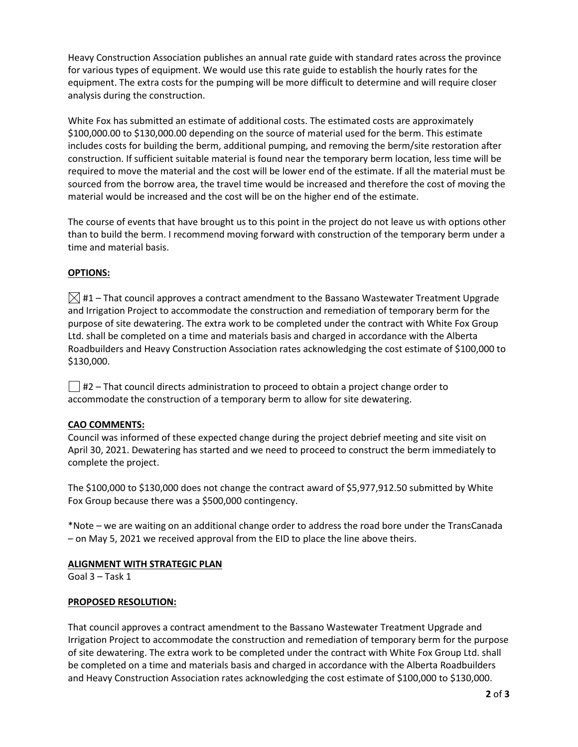Heavy Construction Association publishes an annual rate guide with standard rates across the province for various types of equipment. We would use this rate guide to establish the hourly rates for the equipment. The extra costs for the pumping will be more difficult to determine and will require closer analysis during the construction.

White Fox has submitted an estimate of additional costs. The estimated costs are approximately $100,000.00 to $130,000.00 depending on the source of material used for the berm. This estimate includes costs for building the berm, additional pumping, and removing the berm/site restoration after construction. If sufficient suitable material is found near the temporary berm location, less time will be required to move the material and the cost will be lower end of the estimate. If all the material must be sourced from the borrow area, the travel time would be increased and therefore the cost of moving the material would be increased and the cost will be on the higher end of the estimate.

The course of events that have brought us to this point in the project do not leave us with options other than to build the berm. I recommend moving forward with construction of the temporary berm under a time and material basis.

**OPTIONS:**

☒ #1 – That council approves a contract amendment to the Bassano Wastewater Treatment Upgrade and Irrigation Project to accommodate the construction and remediation of temporary berm for the purpose of site dewatering. The extra work to be completed under the contract with White Fox Group Ltd. shall be completed on a time and materials basis and charged in accordance with the Alberta Roadbuilders and Heavy Construction Association rates acknowledging the cost estimate of $100,000 to $130,000.

☐ #2 – That council directs administration to proceed to obtain a project change order to accommodate the construction of a temporary berm to allow for site dewatering.

**CAO COMMENTS:**

Council was informed of these expected change during the project debrief meeting and site visit on April 30, 2021. Dewatering has started and we need to proceed to construct the berm immediately to complete the project.

The $100,000 to $130,000 does not change the contract award of $5,977,912.50 submitted by White Fox Group because there was a $500,000 contingency.

*Note – we are waiting on an additional change order to address the road bore under the TransCanada – on May 5, 2021 we received approval from the EID to place the line above theirs.

**ALIGNMENT WITH STRATEGIC PLAN**

Goal 3 – Task 1

**PROPOSED RESOLUTION:**

That council approves a contract amendment to the Bassano Wastewater Treatment Upgrade and Irrigation Project to accommodate the construction and remediation of temporary berm for the purpose of site dewatering. The extra work to be completed under the contract with White Fox Group Ltd. shall be completed on a time and materials basis and charged in accordance with the Alberta Roadbuilders and Heavy Construction Association rates acknowledging the cost estimate of $100,000 to $130,000.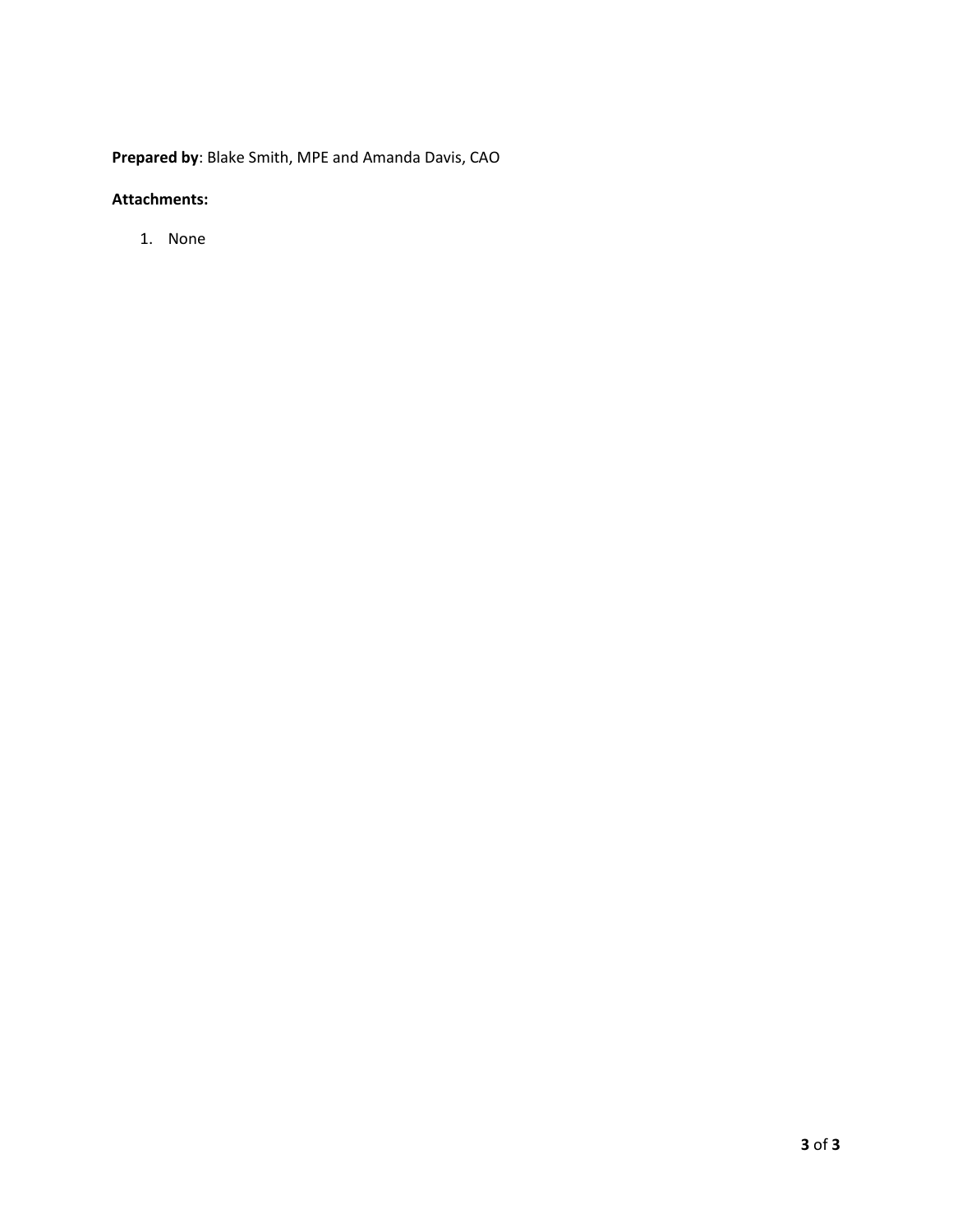**Prepared by**: Blake Smith, MPE and Amanda Davis, CAO

**Attachments:**

1. None